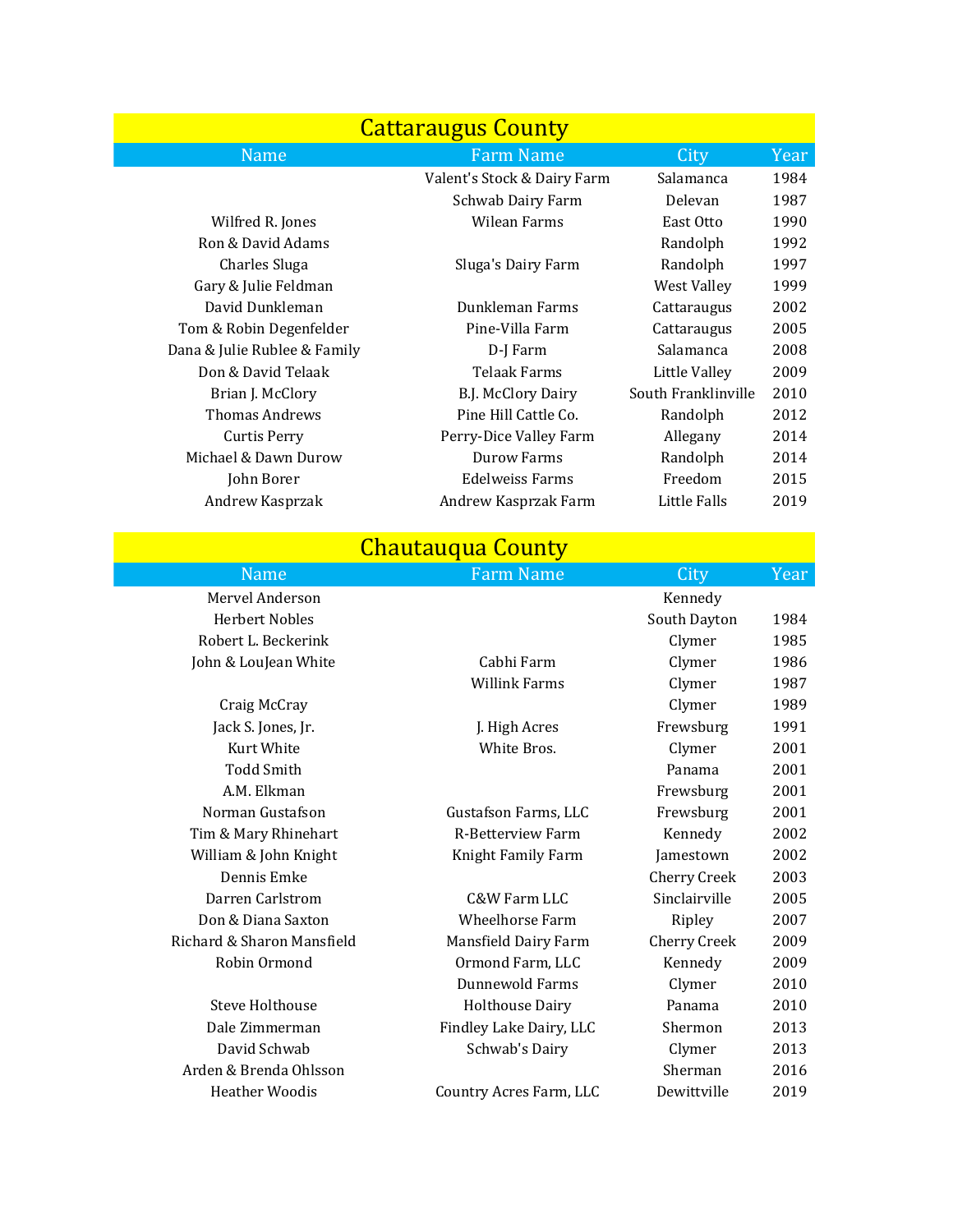## Cattaraugus County

| Name | Farm Name | City | Year |
|---|---|---|---|
| | Valent's Stock & Dairy Farm | Salamanca | 1984 |
| | Schwab Dairy Farm | Delevan | 1987 |
| Wilfred R. Jones | Wilean Farms | East Otto | 1990 |
| Ron & David Adams | | Randolph | 1992 |
| Charles Sluga | Sluga's Dairy Farm | Randolph | 1997 |
| Gary & Julie Feldman | | West Valley | 1999 |
| David Dunkleman | Dunkleman Farms | Cattaraugus | 2002 |
| Tom & Robin Degenfelder | Pine-Villa Farm | Cattaraugus | 2005 |
| Dana & Julie Rublee & Family | D-J Farm | Salamanca | 2008 |
| Don & David Telaak | Telaak Farms | Little Valley | 2009 |
| Brian J. McClory | B.J. McClory Dairy | South Franklinville | 2010 |
| Thomas Andrews | Pine Hill Cattle Co. | Randolph | 2012 |
| Curtis Perry | Perry-Dice Valley Farm | Allegany | 2014 |
| Michael & Dawn Durow | Durow Farms | Randolph | 2014 |
| John Borer | Edelweiss Farms | Freedom | 2015 |
| Andrew Kasprzak | Andrew Kasprzak Farm | Little Falls | 2019 |

## Chautauqua County

| Name | Farm Name | City | Year |
|---|---|---|---|
| Mervel Anderson | | Kennedy | |
| Herbert Nobles | | South Dayton | 1984 |
| Robert L. Beckerink | | Clymer | 1985 |
| John & LouJean White | Cabhi Farm | Clymer | 1986 |
| | Willink Farms | Clymer | 1987 |
| Craig McCray | | Clymer | 1989 |
| Jack S. Jones, Jr. | J. High Acres | Frewsburg | 1991 |
| Kurt White | White Bros. | Clymer | 2001 |
| Todd Smith | | Panama | 2001 |
| A.M. Elkman | | Frewsburg | 2001 |
| Norman Gustafson | Gustafson Farms, LLC | Frewsburg | 2001 |
| Tim & Mary Rhinehart | R-Betterview Farm | Kennedy | 2002 |
| William & John Knight | Knight Family Farm | Jamestown | 2002 |
| Dennis Emke | | Cherry Creek | 2003 |
| Darren Carlstrom | C&W Farm LLC | Sinclairville | 2005 |
| Don & Diana Saxton | Wheelhorse Farm | Ripley | 2007 |
| Richard & Sharon Mansfield | Mansfield Dairy Farm | Cherry Creek | 2009 |
| Robin Ormond | Ormond Farm, LLC | Kennedy | 2009 |
| | Dunnewold Farms | Clymer | 2010 |
| Steve Holthouse | Holthouse Dairy | Panama | 2010 |
| Dale Zimmerman | Findley Lake Dairy, LLC | Shermon | 2013 |
| David Schwab | Schwab's Dairy | Clymer | 2013 |
| Arden & Brenda Ohlsson | | Sherman | 2016 |
| Heather Woodis | Country Acres Farm, LLC | Dewittville | 2019 |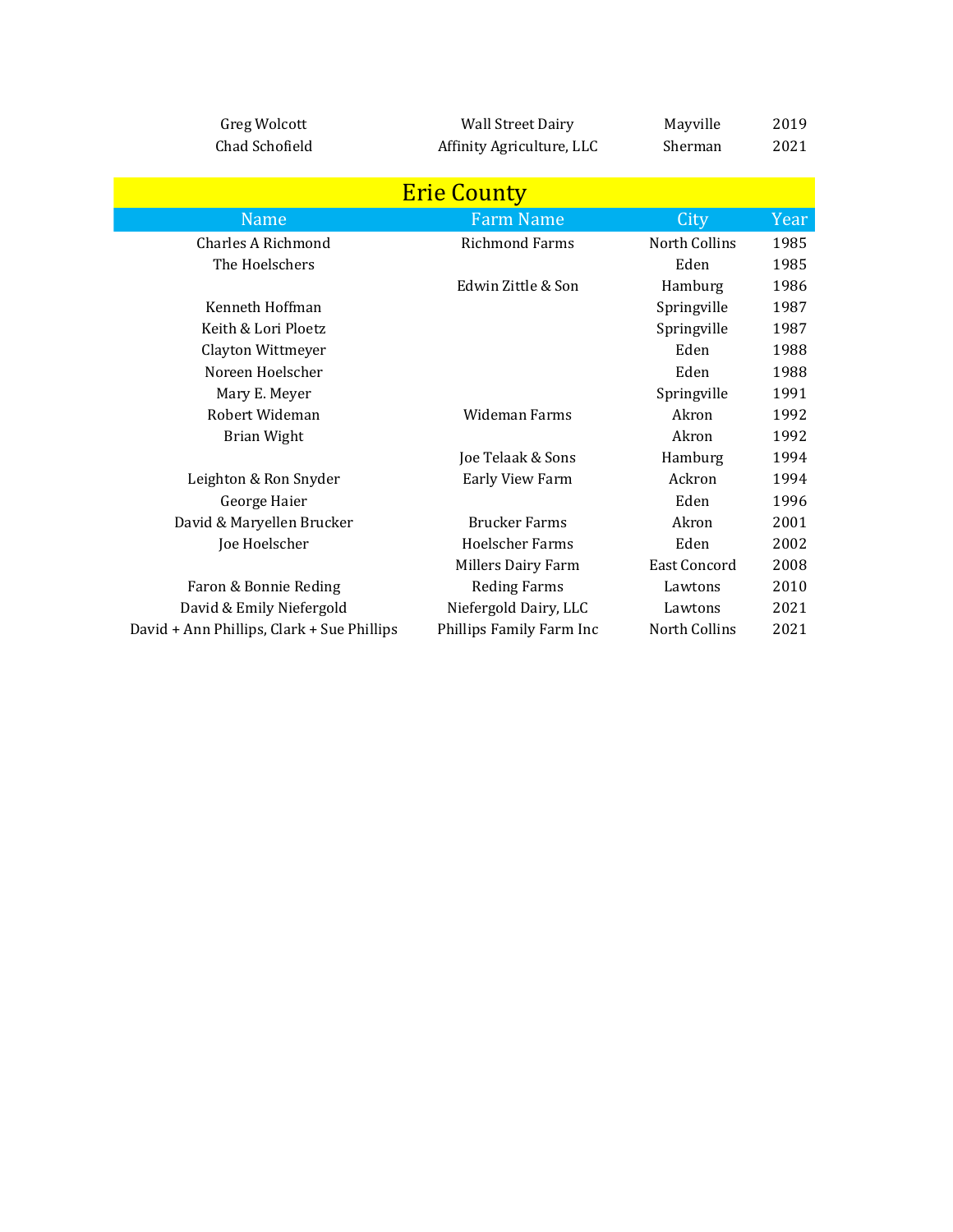| | | | |
|---|---|---|---|
| Greg Wolcott | Wall Street Dairy | Mayville | 2019 |
| Chad Schofield | Affinity Agriculture, LLC | Sherman | 2021 |

## Erie County

| Name | Farm Name | City | Year |
|---|---|---|---|
| Charles A Richmond | Richmond Farms | North Collins | 1985 |
| The Hoelschers | | Eden | 1985 |
| | Edwin Zittle & Son | Hamburg | 1986 |
| Kenneth Hoffman | | Springville | 1987 |
| Keith & Lori Ploetz | | Springville | 1987 |
| Clayton Wittmeyer | | Eden | 1988 |
| Noreen Hoelscher | | Eden | 1988 |
| Mary E. Meyer | | Springville | 1991 |
| Robert Wideman | Wideman Farms | Akron | 1992 |
| Brian Wight | | Akron | 1992 |
| | Joe Telaak & Sons | Hamburg | 1994 |
| Leighton & Ron Snyder | Early View Farm | Ackron | 1994 |
| George Haier | | Eden | 1996 |
| David & Maryellen Brucker | Brucker Farms | Akron | 2001 |
| Joe Hoelscher | Hoelscher Farms | Eden | 2002 |
| | Millers Dairy Farm | East Concord | 2008 |
| Faron & Bonnie Reding | Reding Farms | Lawtons | 2010 |
| David & Emily Niefergold | Niefergold Dairy, LLC | Lawtons | 2021 |
| David + Ann Phillips, Clark + Sue Phillips | Phillips Family Farm Inc | North Collins | 2021 |